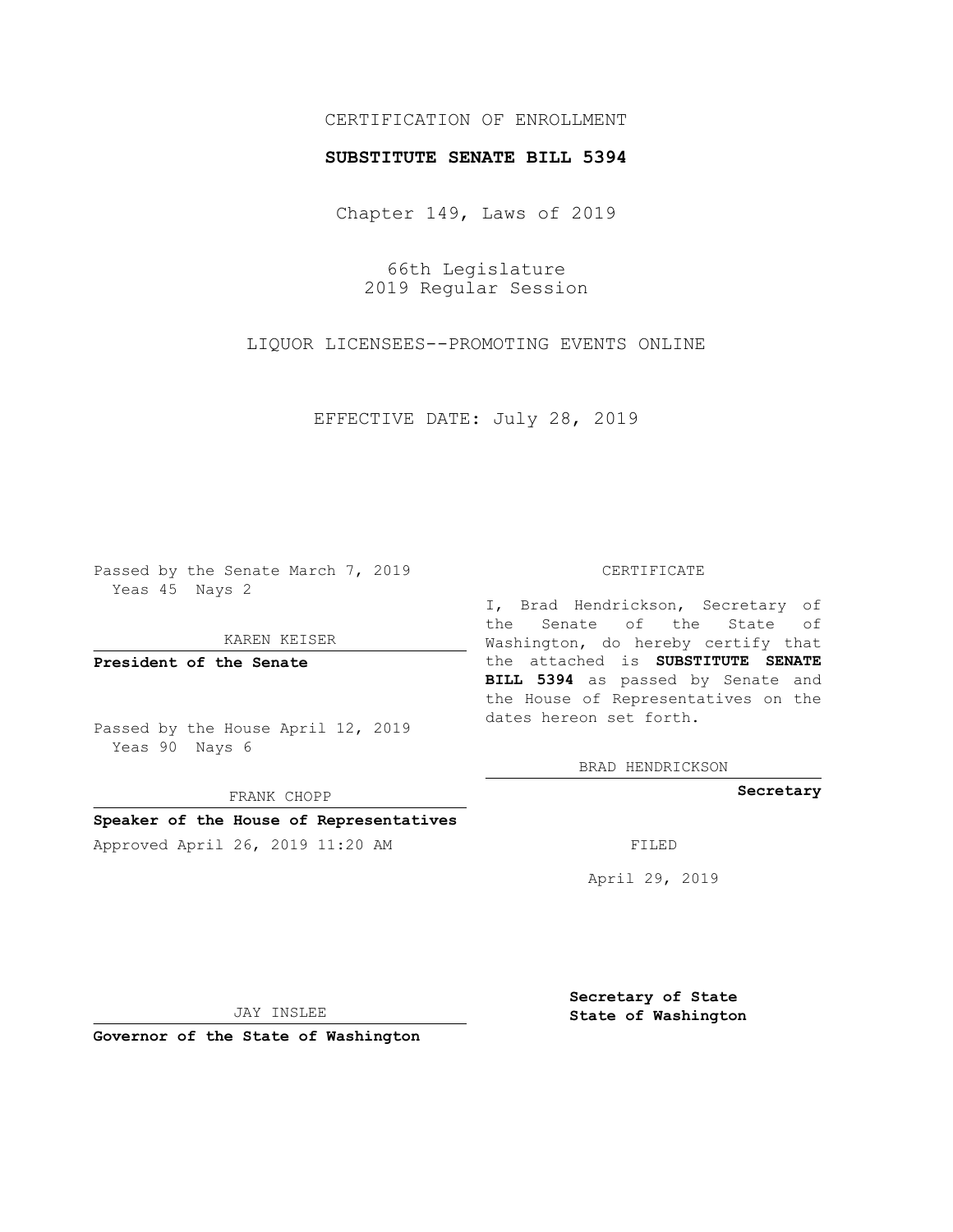CERTIFICATION OF ENROLLMENT

**SUBSTITUTE SENATE BILL 5394**

Chapter 149, Laws of 2019

66th Legislature
2019 Regular Session

LIQUOR LICENSEES--PROMOTING EVENTS ONLINE

EFFECTIVE DATE: July 28, 2019

Passed by the Senate March 7, 2019
Yeas 45 Nays 2

KAREN KEISER

**President of the Senate**

Passed by the House April 12, 2019
Yeas 90 Nays 6

FRANK CHOPP

**Speaker of the House of Representatives**

Approved April 26, 2019 11:20 AM

JAY INSLEE

**Governor of the State of Washington**

CERTIFICATE

I, Brad Hendrickson, Secretary of the Senate of the State of Washington, do hereby certify that the attached is **SUBSTITUTE SENATE BILL 5394** as passed by Senate and the House of Representatives on the dates hereon set forth.

BRAD HENDRICKSON

**Secretary**

FILED

April 29, 2019

**Secretary of State**
**State of Washington**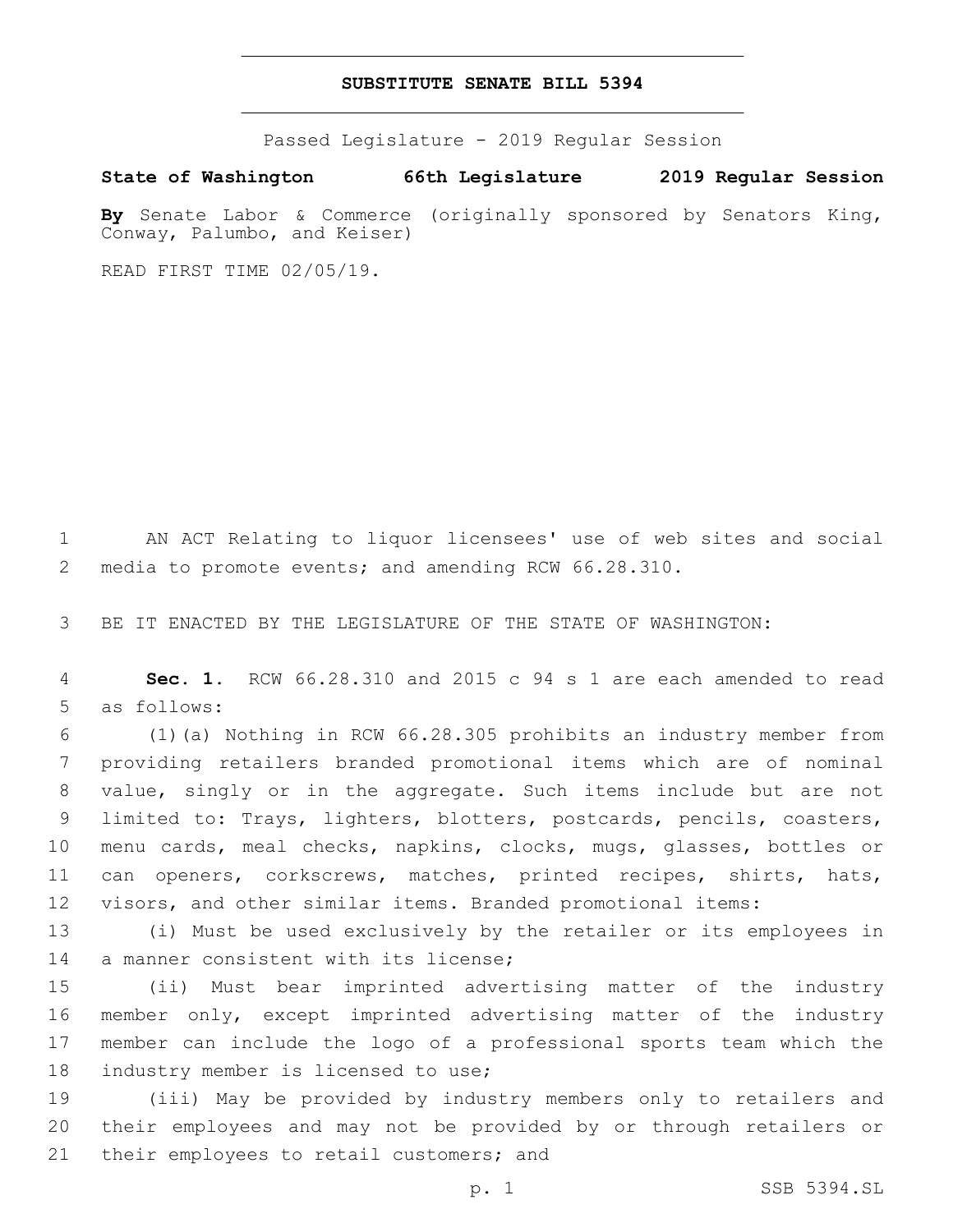# SUBSTITUTE SENATE BILL 5394

Passed Legislature - 2019 Regular Session

**State of Washington 66th Legislature 2019 Regular Session**

**By** Senate Labor & Commerce (originally sponsored by Senators King, Conway, Palumbo, and Keiser)

READ FIRST TIME 02/05/19.

AN ACT Relating to liquor licensees' use of web sites and social media to promote events; and amending RCW 66.28.310.

BE IT ENACTED BY THE LEGISLATURE OF THE STATE OF WASHINGTON:

**Sec. 1.** RCW 66.28.310 and 2015 c 94 s 1 are each amended to read as follows:

(1)(a) Nothing in RCW 66.28.305 prohibits an industry member from providing retailers branded promotional items which are of nominal value, singly or in the aggregate. Such items include but are not limited to: Trays, lighters, blotters, postcards, pencils, coasters, menu cards, meal checks, napkins, clocks, mugs, glasses, bottles or can openers, corkscrews, matches, printed recipes, shirts, hats, visors, and other similar items. Branded promotional items:

(i) Must be used exclusively by the retailer or its employees in a manner consistent with its license;

(ii) Must bear imprinted advertising matter of the industry member only, except imprinted advertising matter of the industry member can include the logo of a professional sports team which the industry member is licensed to use;

(iii) May be provided by industry members only to retailers and their employees and may not be provided by or through retailers or their employees to retail customers; and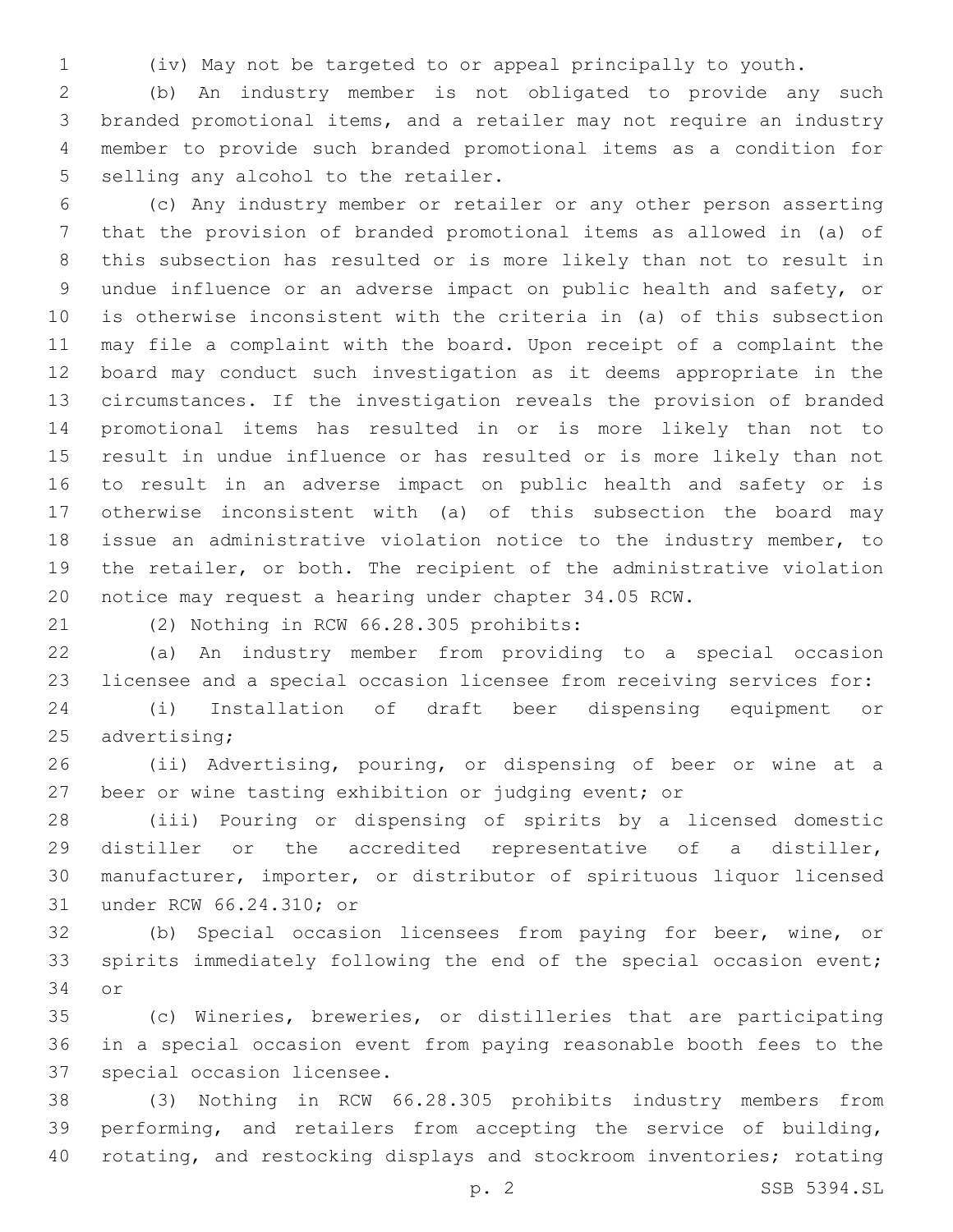(iv) May not be targeted to or appeal principally to youth.

(b) An industry member is not obligated to provide any such branded promotional items, and a retailer may not require an industry member to provide such branded promotional items as a condition for selling any alcohol to the retailer.

(c) Any industry member or retailer or any other person asserting that the provision of branded promotional items as allowed in (a) of this subsection has resulted or is more likely than not to result in undue influence or an adverse impact on public health and safety, or is otherwise inconsistent with the criteria in (a) of this subsection may file a complaint with the board. Upon receipt of a complaint the board may conduct such investigation as it deems appropriate in the circumstances. If the investigation reveals the provision of branded promotional items has resulted in or is more likely than not to result in undue influence or has resulted or is more likely than not to result in an adverse impact on public health and safety or is otherwise inconsistent with (a) of this subsection the board may issue an administrative violation notice to the industry member, to the retailer, or both. The recipient of the administrative violation notice may request a hearing under chapter 34.05 RCW.

(2) Nothing in RCW 66.28.305 prohibits:

(a) An industry member from providing to a special occasion licensee and a special occasion licensee from receiving services for:

(i) Installation of draft beer dispensing equipment or advertising;

(ii) Advertising, pouring, or dispensing of beer or wine at a beer or wine tasting exhibition or judging event; or

(iii) Pouring or dispensing of spirits by a licensed domestic distiller or the accredited representative of a distiller, manufacturer, importer, or distributor of spirituous liquor licensed under RCW 66.24.310; or

(b) Special occasion licensees from paying for beer, wine, or spirits immediately following the end of the special occasion event; or

(c) Wineries, breweries, or distilleries that are participating in a special occasion event from paying reasonable booth fees to the special occasion licensee.

(3) Nothing in RCW 66.28.305 prohibits industry members from performing, and retailers from accepting the service of building, rotating, and restocking displays and stockroom inventories; rotating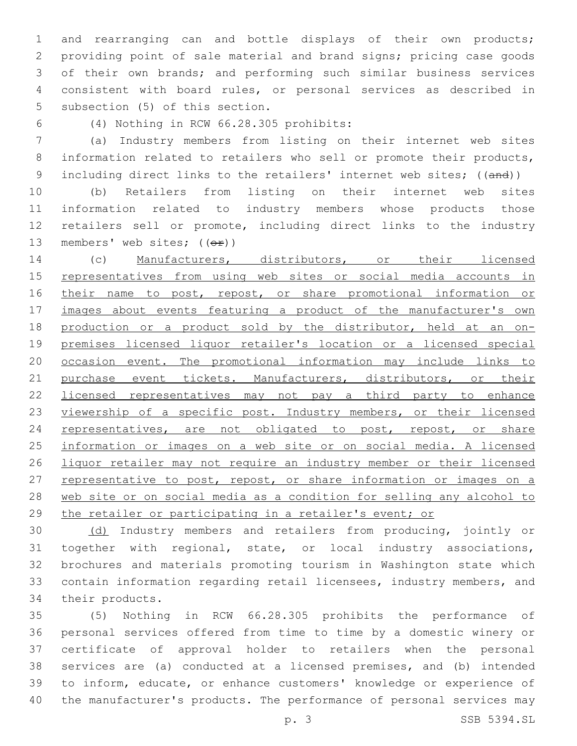and rearranging can and bottle displays of their own products; providing point of sale material and brand signs; pricing case goods of their own brands; and performing such similar business services consistent with board rules, or personal services as described in subsection (5) of this section.

(4) Nothing in RCW 66.28.305 prohibits:

(a) Industry members from listing on their internet web sites information related to retailers who sell or promote their products, including direct links to the retailers' internet web sites; ((~~and~~))

(b) Retailers from listing on their internet web sites information related to industry members whose products those retailers sell or promote, including direct links to the industry members' web sites; ((~~or~~))

(c) <u>Manufacturers, distributors, or their licensed representatives from using web sites or social media accounts in their name to post, repost, or share promotional information or images about events featuring a product of the manufacturer's own production or a product sold by the distributor, held at an on-premises licensed liquor retailer's location or a licensed special occasion event. The promotional information may include links to purchase event tickets. Manufacturers, distributors, or their licensed representatives may not pay a third party to enhance viewership of a specific post. Industry members, or their licensed representatives, are not obligated to post, repost, or share information or images on a web site or on social media. A licensed liquor retailer may not require an industry member or their licensed representative to post, repost, or share information or images on a web site or on social media as a condition for selling any alcohol to the retailer or participating in a retailer's event; or</u>

<u>(d)</u> Industry members and retailers from producing, jointly or together with regional, state, or local industry associations, brochures and materials promoting tourism in Washington state which contain information regarding retail licensees, industry members, and their products.

(5) Nothing in RCW 66.28.305 prohibits the performance of personal services offered from time to time by a domestic winery or certificate of approval holder to retailers when the personal services are (a) conducted at a licensed premises, and (b) intended to inform, educate, or enhance customers' knowledge or experience of the manufacturer's products. The performance of personal services may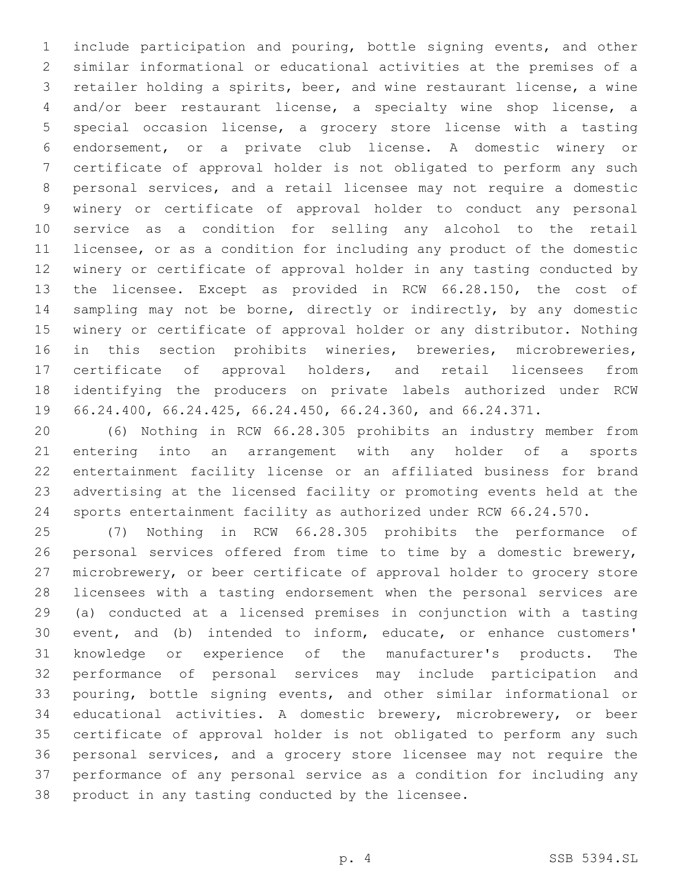include participation and pouring, bottle signing events, and other similar informational or educational activities at the premises of a retailer holding a spirits, beer, and wine restaurant license, a wine and/or beer restaurant license, a specialty wine shop license, a special occasion license, a grocery store license with a tasting endorsement, or a private club license. A domestic winery or certificate of approval holder is not obligated to perform any such personal services, and a retail licensee may not require a domestic winery or certificate of approval holder to conduct any personal service as a condition for selling any alcohol to the retail licensee, or as a condition for including any product of the domestic winery or certificate of approval holder in any tasting conducted by the licensee. Except as provided in RCW 66.28.150, the cost of sampling may not be borne, directly or indirectly, by any domestic winery or certificate of approval holder or any distributor. Nothing in this section prohibits wineries, breweries, microbreweries, certificate of approval holders, and retail licensees from identifying the producers on private labels authorized under RCW 66.24.400, 66.24.425, 66.24.450, 66.24.360, and 66.24.371.

(6) Nothing in RCW 66.28.305 prohibits an industry member from entering into an arrangement with any holder of a sports entertainment facility license or an affiliated business for brand advertising at the licensed facility or promoting events held at the sports entertainment facility as authorized under RCW 66.24.570.

(7) Nothing in RCW 66.28.305 prohibits the performance of personal services offered from time to time by a domestic brewery, microbrewery, or beer certificate of approval holder to grocery store licensees with a tasting endorsement when the personal services are (a) conducted at a licensed premises in conjunction with a tasting event, and (b) intended to inform, educate, or enhance customers' knowledge or experience of the manufacturer's products. The performance of personal services may include participation and pouring, bottle signing events, and other similar informational or educational activities. A domestic brewery, microbrewery, or beer certificate of approval holder is not obligated to perform any such personal services, and a grocery store licensee may not require the performance of any personal service as a condition for including any product in any tasting conducted by the licensee.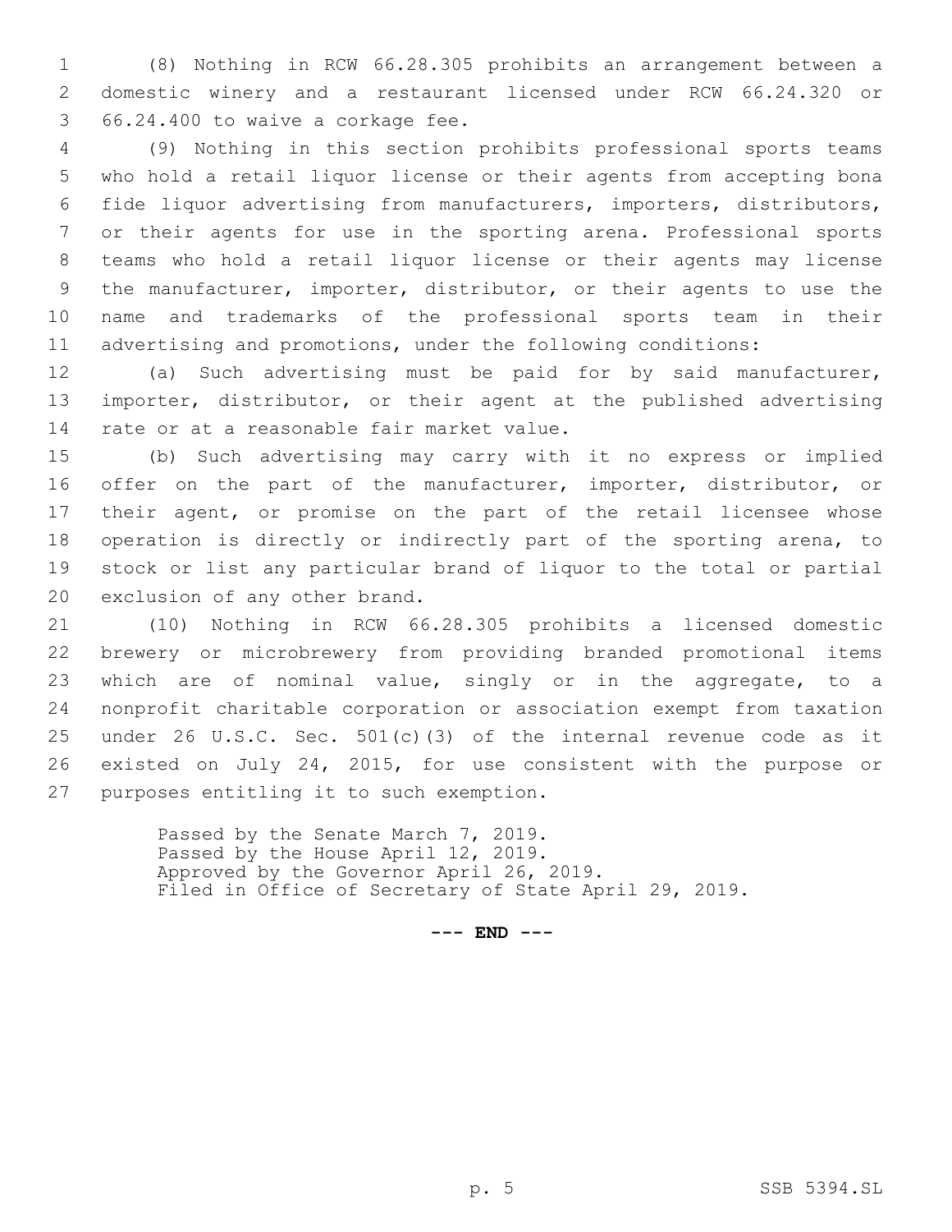(8) Nothing in RCW 66.28.305 prohibits an arrangement between a domestic winery and a restaurant licensed under RCW 66.24.320 or 66.24.400 to waive a corkage fee.

(9) Nothing in this section prohibits professional sports teams who hold a retail liquor license or their agents from accepting bona fide liquor advertising from manufacturers, importers, distributors, or their agents for use in the sporting arena. Professional sports teams who hold a retail liquor license or their agents may license the manufacturer, importer, distributor, or their agents to use the name and trademarks of the professional sports team in their advertising and promotions, under the following conditions:

(a) Such advertising must be paid for by said manufacturer, importer, distributor, or their agent at the published advertising rate or at a reasonable fair market value.

(b) Such advertising may carry with it no express or implied offer on the part of the manufacturer, importer, distributor, or their agent, or promise on the part of the retail licensee whose operation is directly or indirectly part of the sporting arena, to stock or list any particular brand of liquor to the total or partial exclusion of any other brand.

(10) Nothing in RCW 66.28.305 prohibits a licensed domestic brewery or microbrewery from providing branded promotional items which are of nominal value, singly or in the aggregate, to a nonprofit charitable corporation or association exempt from taxation under 26 U.S.C. Sec. 501(c)(3) of the internal revenue code as it existed on July 24, 2015, for use consistent with the purpose or purposes entitling it to such exemption.

Passed by the Senate March 7, 2019.
Passed by the House April 12, 2019.
Approved by the Governor April 26, 2019.
Filed in Office of Secretary of State April 29, 2019.

**--- END ---**